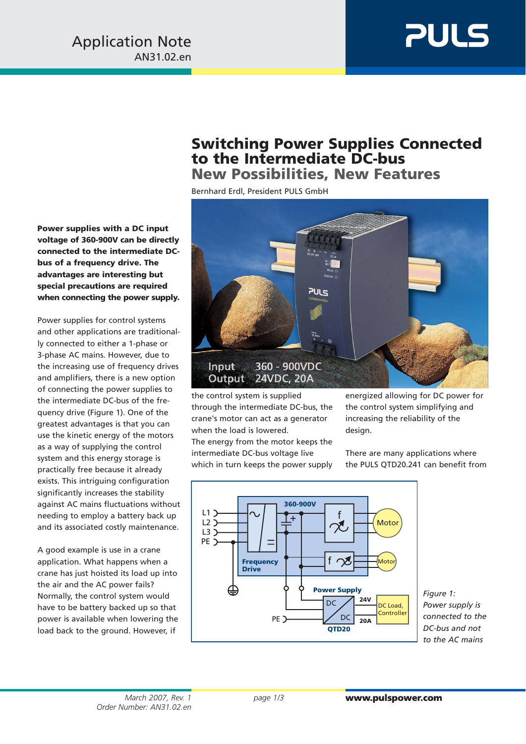Application Note
AN31.02.en

# Switching Power Supplies Connected to the Intermediate DC-bus

## New Possibilities, New Features

Bernhard Erdl, President PULS GmbH

Input 360 - 900VDC
Output 24VDC, 20A

**Power supplies with a DC input voltage of 360-900V can be directly connected to the intermediate DC-bus of a frequency drive. The advantages are interesting but special precautions are required when connecting the power supply.**

Power supplies for control systems and other applications are traditionally connected to either a 1-phase or 3-phase AC mains. However, due to the increasing use of frequency drives and amplifiers, there is a new option of connecting the power supplies to the intermediate DC-bus of the frequency drive (Figure 1). One of the greatest advantages is that you can use the kinetic energy of the motors as a way of supplying the control system and this energy storage is practically free because it already exists. This intriguing configuration significantly increases the stability against AC mains fluctuations without needing to employ a battery back up and its associated costly maintenance.

A good example is use in a crane application. What happens when a crane has just hoisted its load up into the air and the AC power fails? Normally, the control system would have to be battery backed up so that power is available when lowering the load back to the ground. However, if the control system is supplied through the intermediate DC-bus, the crane's motor can act as a generator when the load is lowered.
The energy from the motor keeps the intermediate DC-bus voltage live which in turn keeps the power supply energized allowing for DC power for the control system simplifying and increasing the reliability of the design.

There are many applications where the PULS QTD20.241 can benefit from

*Figure 1: Power supply is connected to the DC-bus and not to the AC mains*

March 2007, Rev. 1
Order Number: AN31.02.en

www.pulspower.com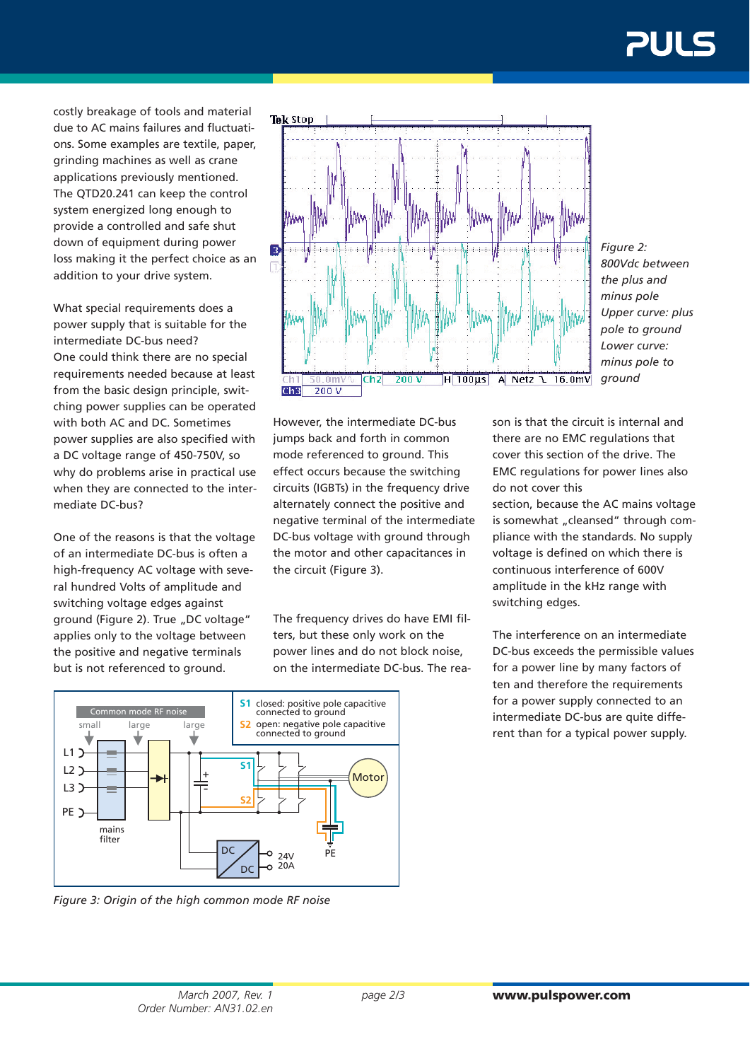costly breakage of tools and material due to AC mains failures and fluctuations. Some examples are textile, paper, grinding machines as well as crane applications previously mentioned. The QTD20.241 can keep the control system energized long enough to provide a controlled and safe shut down of equipment during power loss making it the perfect choice as an addition to your drive system.

What special requirements does a power supply that is suitable for the intermediate DC-bus need?
One could think there are no special requirements needed because at least from the basic design principle, switching power supplies can be operated with both AC and DC. Sometimes power supplies are also specified with a DC voltage range of 450-750V, so why do problems arise in practical use when they are connected to the intermediate DC-bus?

One of the reasons is that the voltage of an intermediate DC-bus is often a high-frequency AC voltage with several hundred Volts of amplitude and switching voltage edges against ground (Figure 2). True „DC voltage" applies only to the voltage between the positive and negative terminals but is not referenced to ground.

*Figure 2: 800Vdc between the plus and minus pole Upper curve: plus pole to ground Lower curve: minus pole to ground*

However, the intermediate DC-bus jumps back and forth in common mode referenced to ground. This effect occurs because the switching circuits (IGBTs) in the frequency drive alternately connect the positive and negative terminal of the intermediate DC-bus voltage with ground through the motor and other capacitances in the circuit (Figure 3).

The frequency drives do have EMI filters, but these only work on the power lines and do not block noise, on the intermediate DC-bus. The reason is that the circuit is internal and there are no EMC regulations that cover this section of the drive. The EMC regulations for power lines also do not cover this section, because the AC mains voltage is somewhat „cleansed" through compliance with the standards. No supply voltage is defined on which there is continuous interference of 600V amplitude in the kHz range with switching edges.

The interference on an intermediate DC-bus exceeds the permissible values for a power line by many factors of ten and therefore the requirements for a power supply connected to an intermediate DC-bus are quite different than for a typical power supply.

*Figure 3: Origin of the high common mode RF noise*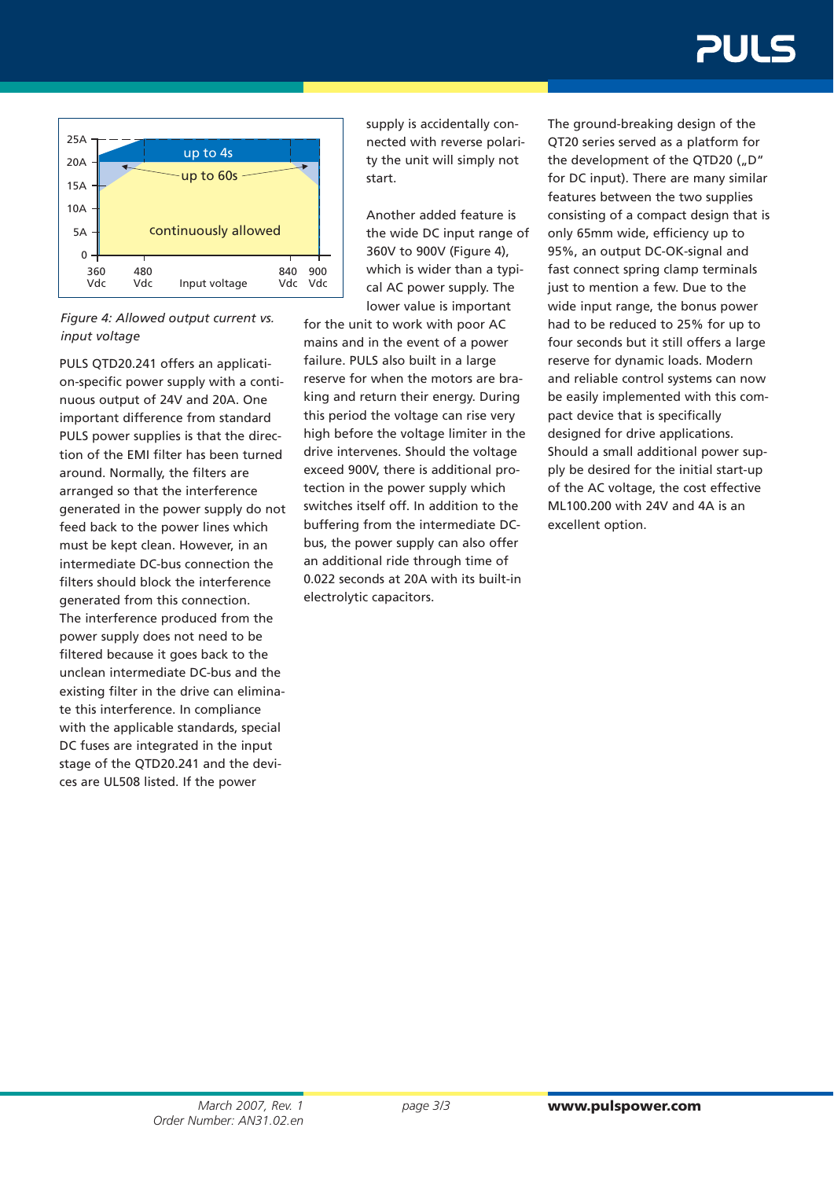25A
20A
15A
10A
5A
0

up to 4s

up to 60s

continuously allowed

360 Vdc
480 Vdc
Input voltage
840 Vdc
900 Vdc

*Figure 4: Allowed output current vs. input voltage*

PULS QTD20.241 offers an application-specific power supply with a continuous output of 24V and 20A. One important difference from standard PULS power supplies is that the direction of the EMI filter has been turned around. Normally, the filters are arranged so that the interference generated in the power supply do not feed back to the power lines which must be kept clean. However, in an intermediate DC-bus connection the filters should block the interference generated from this connection. The interference produced from the power supply does not need to be filtered because it goes back to the unclean intermediate DC-bus and the existing filter in the drive can eliminate this interference. In compliance with the applicable standards, special DC fuses are integrated in the input stage of the QTD20.241 and the devices are UL508 listed. If the power supply is accidentally connected with reverse polarity the unit will simply not start.

Another added feature is the wide DC input range of 360V to 900V (Figure 4), which is wider than a typical AC power supply. The lower value is important for the unit to work with poor AC mains and in the event of a power failure. PULS also built in a large reserve for when the motors are braking and return their energy. During this period the voltage can rise very high before the voltage limiter in the drive intervenes. Should the voltage exceed 900V, there is additional protection in the power supply which switches itself off. In addition to the buffering from the intermediate DC-bus, the power supply can also offer an additional ride through time of 0.022 seconds at 20A with its built-in electrolytic capacitors.

The ground-breaking design of the QT20 series served as a platform for the development of the QTD20 („D" for DC input). There are many similar features between the two supplies consisting of a compact design that is only 65mm wide, efficiency up to 95%, an output DC-OK-signal and fast connect spring clamp terminals just to mention a few. Due to the wide input range, the bonus power had to be reduced to 25% for up to four seconds but it still offers a large reserve for dynamic loads. Modern and reliable control systems can now be easily implemented with this compact device that is specifically designed for drive applications. Should a small additional power supply be desired for the initial start-up of the AC voltage, the cost effective ML100.200 with 24V and 4A is an excellent option.